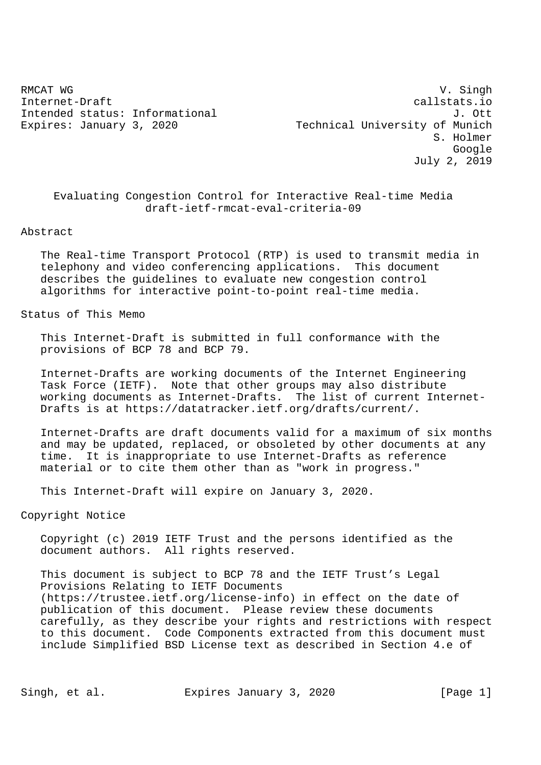RMCAT WG — V. Singh, callstats.io
Internet-Draft — J. Ott, Technical University of Munich
Intended status: Informational — S. Holmer, Google
Expires: January 3, 2020 — July 2, 2019

# Evaluating Congestion Control for Interactive Real-time Media
draft-ietf-rmcat-eval-criteria-09

## Abstract

The Real-time Transport Protocol (RTP) is used to transmit media in telephony and video conferencing applications. This document describes the guidelines to evaluate new congestion control algorithms for interactive point-to-point real-time media.

## Status of This Memo

This Internet-Draft is submitted in full conformance with the provisions of BCP 78 and BCP 79.

Internet-Drafts are working documents of the Internet Engineering Task Force (IETF). Note that other groups may also distribute working documents as Internet-Drafts. The list of current Internet-Drafts is at https://datatracker.ietf.org/drafts/current/.

Internet-Drafts are draft documents valid for a maximum of six months and may be updated, replaced, or obsoleted by other documents at any time. It is inappropriate to use Internet-Drafts as reference material or to cite them other than as "work in progress."

This Internet-Draft will expire on January 3, 2020.

## Copyright Notice

Copyright (c) 2019 IETF Trust and the persons identified as the document authors. All rights reserved.

This document is subject to BCP 78 and the IETF Trust's Legal Provisions Relating to IETF Documents (https://trustee.ietf.org/license-info) in effect on the date of publication of this document. Please review these documents carefully, as they describe your rights and restrictions with respect to this document. Code Components extracted from this document must include Simplified BSD License text as described in Section 4.e of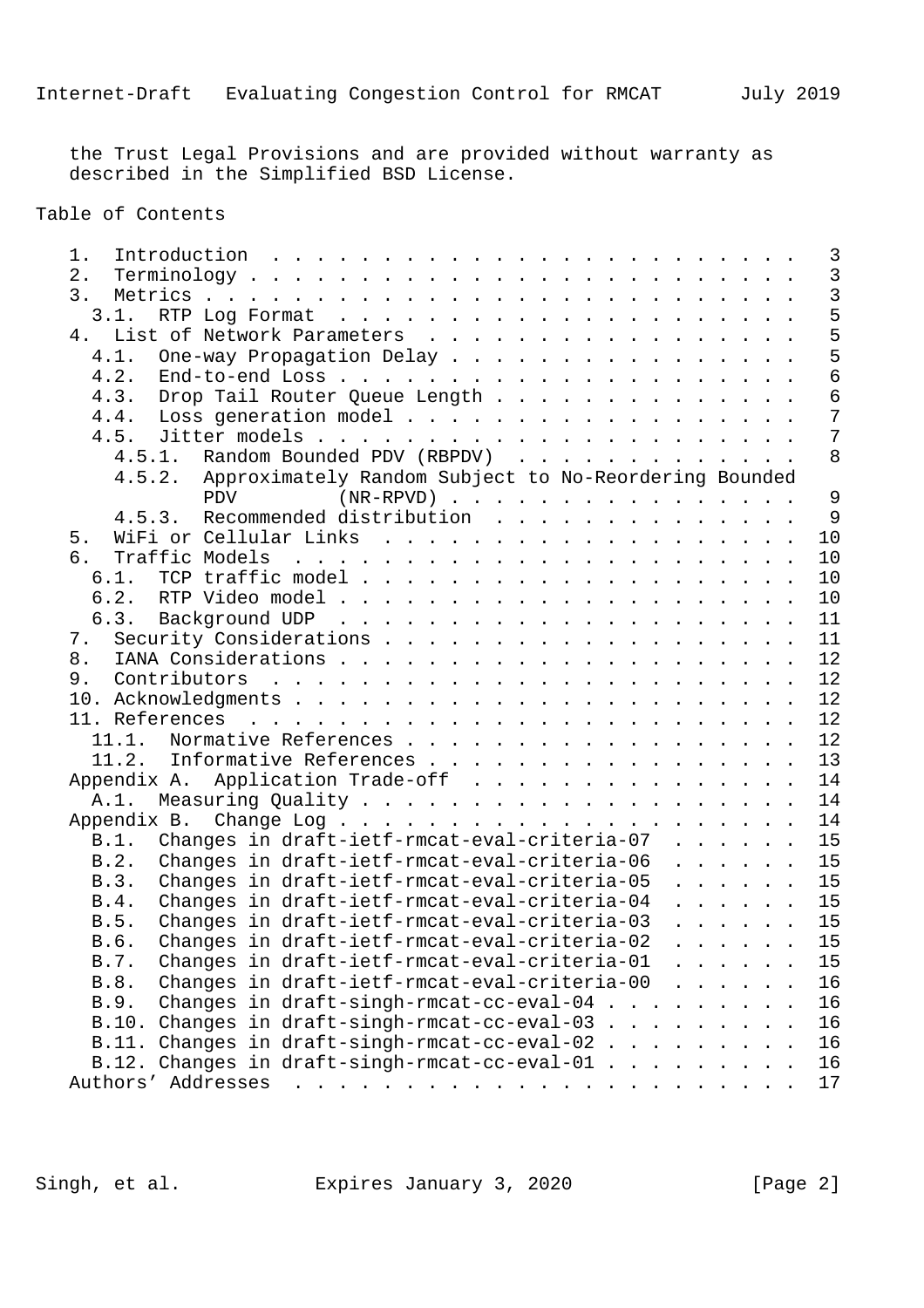the Trust Legal Provisions and are provided without warranty as described in the Simplified BSD License.

## Table of Contents

```
   1.  Introduction  . . . . . . . . . . . . . . . . . . . . . . . .   3
   2.  Terminology . . . . . . . . . . . . . . . . . . . . . . . . .   3
   3.  Metrics . . . . . . . . . . . . . . . . . . . . . . . . . . .   3
     3.1.  RTP Log Format  . . . . . . . . . . . . . . . . . . . . .   5
   4.  List of Network Parameters  . . . . . . . . . . . . . . . . .   5
     4.1.  One-way Propagation Delay . . . . . . . . . . . . . . . .   5
     4.2.  End-to-end Loss . . . . . . . . . . . . . . . . . . . . .   6
     4.3.  Drop Tail Router Queue Length . . . . . . . . . . . . . .   6
     4.4.  Loss generation model . . . . . . . . . . . . . . . . . .   7
     4.5.  Jitter models . . . . . . . . . . . . . . . . . . . . . .   7
       4.5.1.  Random Bounded PDV (RBPDV)  . . . . . . . . . . . . .   8
       4.5.2.  Approximately Random Subject to No-Reordering Bounded
               PDV       (NR-RPVD) . . . . . . . . . . . . . . . . .   9
       4.5.3.  Recommended distribution  . . . . . . . . . . . . . .   9
   5.  WiFi or Cellular Links  . . . . . . . . . . . . . . . . . . .  10
   6.  Traffic Models  . . . . . . . . . . . . . . . . . . . . . . .  10
     6.1.  TCP traffic model . . . . . . . . . . . . . . . . . . . .  10
     6.2.  RTP Video model . . . . . . . . . . . . . . . . . . . . .  10
     6.3.  Background UDP  . . . . . . . . . . . . . . . . . . . . .  11
   7.  Security Considerations . . . . . . . . . . . . . . . . . . .  11
   8.  IANA Considerations . . . . . . . . . . . . . . . . . . . . .  12
   9.  Contributors  . . . . . . . . . . . . . . . . . . . . . . . .  12
   10. Acknowledgments . . . . . . . . . . . . . . . . . . . . . . .  12
   11. References  . . . . . . . . . . . . . . . . . . . . . . . . .  12
     11.1.  Normative References . . . . . . . . . . . . . . . . . .  12
     11.2.  Informative References . . . . . . . . . . . . . . . . .  13
   Appendix A.  Application Trade-off  . . . . . . . . . . . . . . .  14
     A.1.  Measuring Quality . . . . . . . . . . . . . . . . . . . .  14
   Appendix B.  Change Log . . . . . . . . . . . . . . . . . . . . .  14
     B.1.  Changes in draft-ietf-rmcat-eval-criteria-07  . . . . . .  15
     B.2.  Changes in draft-ietf-rmcat-eval-criteria-06  . . . . . .  15
     B.3.  Changes in draft-ietf-rmcat-eval-criteria-05  . . . . . .  15
     B.4.  Changes in draft-ietf-rmcat-eval-criteria-04  . . . . . .  15
     B.5.  Changes in draft-ietf-rmcat-eval-criteria-03  . . . . . .  15
     B.6.  Changes in draft-ietf-rmcat-eval-criteria-02  . . . . . .  15
     B.7.  Changes in draft-ietf-rmcat-eval-criteria-01  . . . . . .  15
     B.8.  Changes in draft-ietf-rmcat-eval-criteria-00  . . . . . .  16
     B.9.  Changes in draft-singh-rmcat-cc-eval-04 . . . . . . . . .  16
     B.10. Changes in draft-singh-rmcat-cc-eval-03 . . . . . . . . .  16
     B.11. Changes in draft-singh-rmcat-cc-eval-02 . . . . . . . . .  16
     B.12. Changes in draft-singh-rmcat-cc-eval-01 . . . . . . . . .  16
   Authors' Addresses  . . . . . . . . . . . . . . . . . . . . . . .  17
```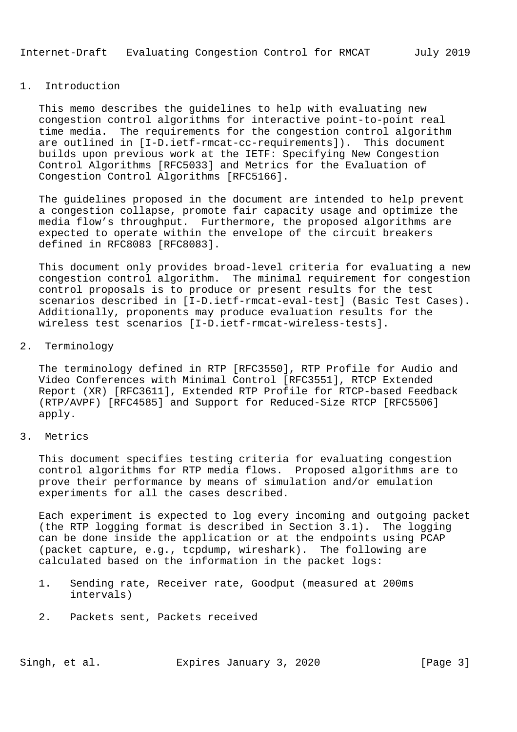## 1. Introduction

This memo describes the guidelines to help with evaluating new congestion control algorithms for interactive point-to-point real time media. The requirements for the congestion control algorithm are outlined in [I-D.ietf-rmcat-cc-requirements]). This document builds upon previous work at the IETF: Specifying New Congestion Control Algorithms [RFC5033] and Metrics for the Evaluation of Congestion Control Algorithms [RFC5166].

The guidelines proposed in the document are intended to help prevent a congestion collapse, promote fair capacity usage and optimize the media flow's throughput. Furthermore, the proposed algorithms are expected to operate within the envelope of the circuit breakers defined in RFC8083 [RFC8083].

This document only provides broad-level criteria for evaluating a new congestion control algorithm. The minimal requirement for congestion control proposals is to produce or present results for the test scenarios described in [I-D.ietf-rmcat-eval-test] (Basic Test Cases). Additionally, proponents may produce evaluation results for the wireless test scenarios [I-D.ietf-rmcat-wireless-tests].

## 2. Terminology

The terminology defined in RTP [RFC3550], RTP Profile for Audio and Video Conferences with Minimal Control [RFC3551], RTCP Extended Report (XR) [RFC3611], Extended RTP Profile for RTCP-based Feedback (RTP/AVPF) [RFC4585] and Support for Reduced-Size RTCP [RFC5506] apply.

## 3. Metrics

This document specifies testing criteria for evaluating congestion control algorithms for RTP media flows. Proposed algorithms are to prove their performance by means of simulation and/or emulation experiments for all the cases described.

Each experiment is expected to log every incoming and outgoing packet (the RTP logging format is described in Section 3.1). The logging can be done inside the application or at the endpoints using PCAP (packet capture, e.g., tcpdump, wireshark). The following are calculated based on the information in the packet logs:

1. Sending rate, Receiver rate, Goodput (measured at 200ms intervals)

2. Packets sent, Packets received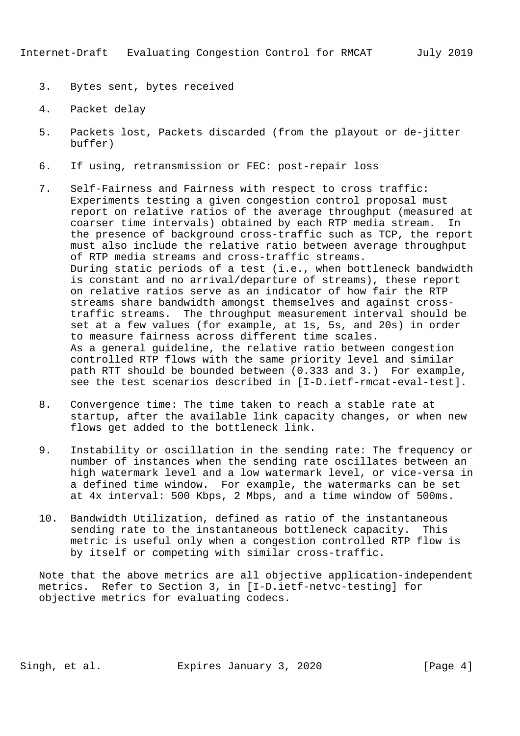3. Bytes sent, bytes received

4. Packet delay

5. Packets lost, Packets discarded (from the playout or de-jitter buffer)

6. If using, retransmission or FEC: post-repair loss

7. Self-Fairness and Fairness with respect to cross traffic: Experiments testing a given congestion control proposal must report on relative ratios of the average throughput (measured at coarser time intervals) obtained by each RTP media stream. In the presence of background cross-traffic such as TCP, the report must also include the relative ratio between average throughput of RTP media streams and cross-traffic streams.
   During static periods of a test (i.e., when bottleneck bandwidth is constant and no arrival/departure of streams), these report on relative ratios serve as an indicator of how fair the RTP streams share bandwidth amongst themselves and against cross-traffic streams. The throughput measurement interval should be set at a few values (for example, at 1s, 5s, and 20s) in order to measure fairness across different time scales.
   As a general guideline, the relative ratio between congestion controlled RTP flows with the same priority level and similar path RTT should be bounded between (0.333 and 3.) For example, see the test scenarios described in [I-D.ietf-rmcat-eval-test].

8. Convergence time: The time taken to reach a stable rate at startup, after the available link capacity changes, or when new flows get added to the bottleneck link.

9. Instability or oscillation in the sending rate: The frequency or number of instances when the sending rate oscillates between an high watermark level and a low watermark level, or vice-versa in a defined time window. For example, the watermarks can be set at 4x interval: 500 Kbps, 2 Mbps, and a time window of 500ms.

10. Bandwidth Utilization, defined as ratio of the instantaneous sending rate to the instantaneous bottleneck capacity. This metric is useful only when a congestion controlled RTP flow is by itself or competing with similar cross-traffic.

Note that the above metrics are all objective application-independent metrics. Refer to Section 3, in [I-D.ietf-netvc-testing] for objective metrics for evaluating codecs.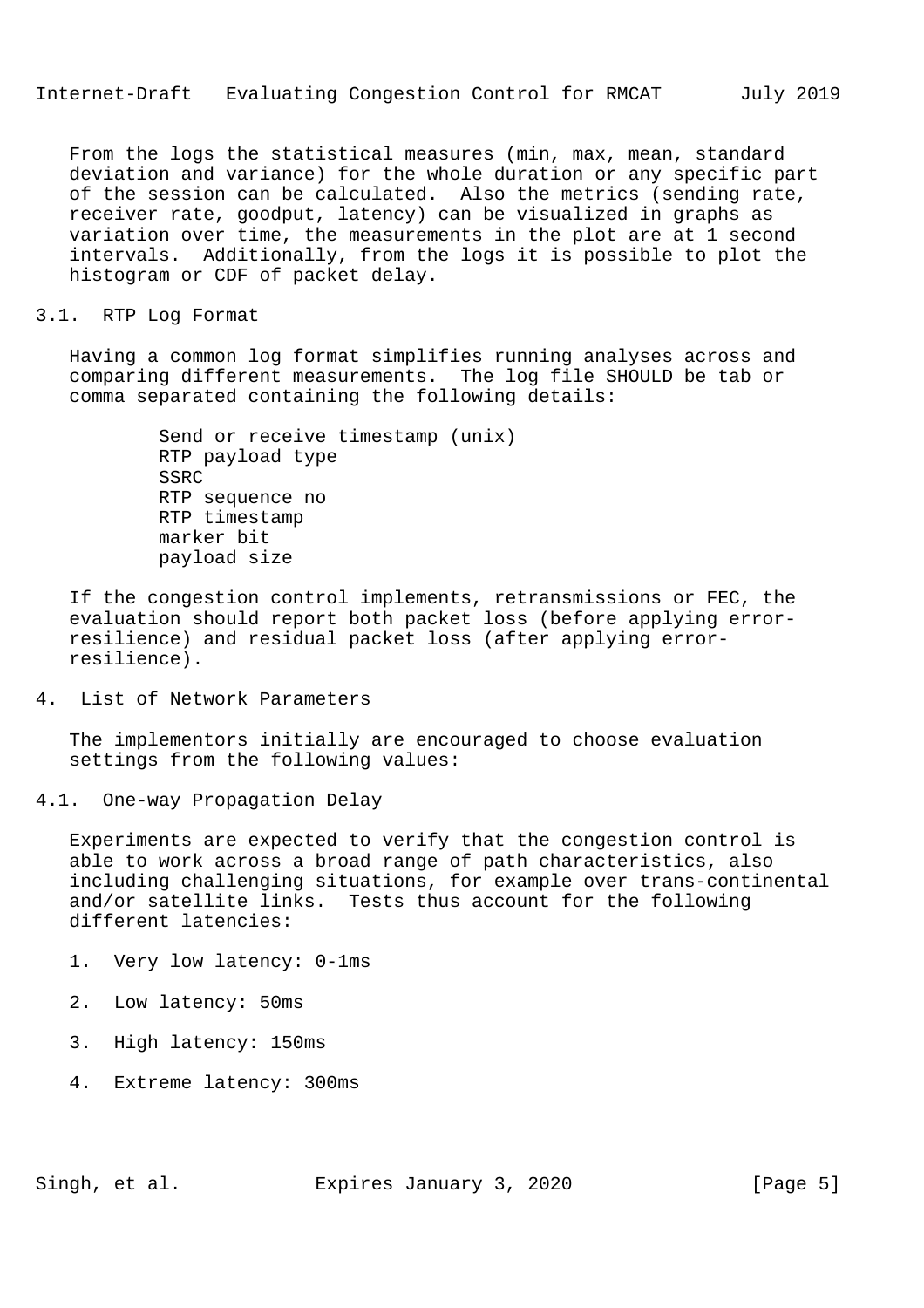From the logs the statistical measures (min, max, mean, standard deviation and variance) for the whole duration or any specific part of the session can be calculated. Also the metrics (sending rate, receiver rate, goodput, latency) can be visualized in graphs as variation over time, the measurements in the plot are at 1 second intervals. Additionally, from the logs it is possible to plot the histogram or CDF of packet delay.

### 3.1. RTP Log Format

Having a common log format simplifies running analyses across and comparing different measurements. The log file SHOULD be tab or comma separated containing the following details:

```
Send or receive timestamp (unix)
RTP payload type
SSRC
RTP sequence no
RTP timestamp
marker bit
payload size
```

If the congestion control implements, retransmissions or FEC, the evaluation should report both packet loss (before applying error-resilience) and residual packet loss (after applying error-resilience).

## 4. List of Network Parameters

The implementors initially are encouraged to choose evaluation settings from the following values:

### 4.1. One-way Propagation Delay

Experiments are expected to verify that the congestion control is able to work across a broad range of path characteristics, also including challenging situations, for example over trans-continental and/or satellite links. Tests thus account for the following different latencies:

1. Very low latency: 0-1ms
2. Low latency: 50ms
3. High latency: 150ms
4. Extreme latency: 300ms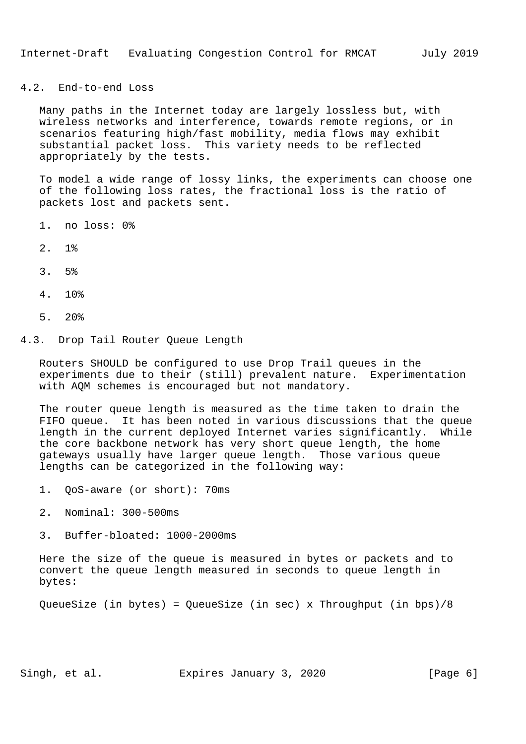### 4.2. End-to-end Loss

Many paths in the Internet today are largely lossless but, with wireless networks and interference, towards remote regions, or in scenarios featuring high/fast mobility, media flows may exhibit substantial packet loss. This variety needs to be reflected appropriately by the tests.

To model a wide range of lossy links, the experiments can choose one of the following loss rates, the fractional loss is the ratio of packets lost and packets sent.

1. no loss: 0%
2. 1%
3. 5%
4. 10%
5. 20%

### 4.3. Drop Tail Router Queue Length

Routers SHOULD be configured to use Drop Trail queues in the experiments due to their (still) prevalent nature. Experimentation with AQM schemes is encouraged but not mandatory.

The router queue length is measured as the time taken to drain the FIFO queue. It has been noted in various discussions that the queue length in the current deployed Internet varies significantly. While the core backbone network has very short queue length, the home gateways usually have larger queue length. Those various queue lengths can be categorized in the following way:

1. QoS-aware (or short): 70ms
2. Nominal: 300-500ms
3. Buffer-bloated: 1000-2000ms

Here the size of the queue is measured in bytes or packets and to convert the queue length measured in seconds to queue length in bytes:

QueueSize (in bytes) = QueueSize (in sec) x Throughput (in bps)/8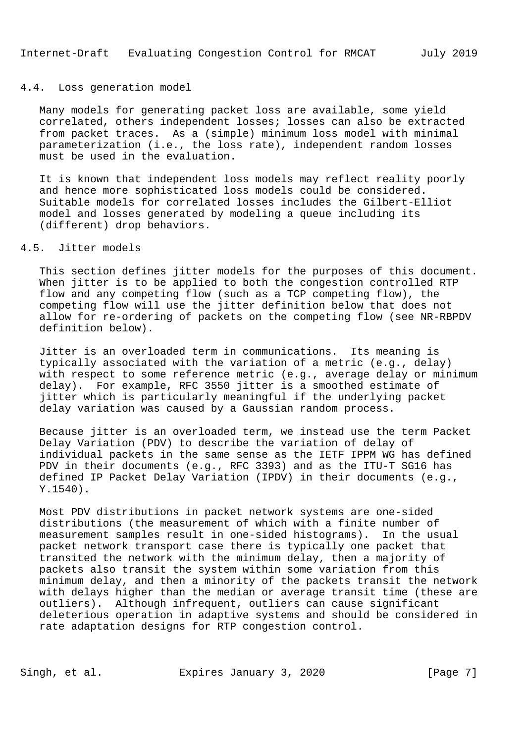### 4.4. Loss generation model

Many models for generating packet loss are available, some yield correlated, others independent losses; losses can also be extracted from packet traces. As a (simple) minimum loss model with minimal parameterization (i.e., the loss rate), independent random losses must be used in the evaluation.

It is known that independent loss models may reflect reality poorly and hence more sophisticated loss models could be considered. Suitable models for correlated losses includes the Gilbert-Elliot model and losses generated by modeling a queue including its (different) drop behaviors.

### 4.5. Jitter models

This section defines jitter models for the purposes of this document. When jitter is to be applied to both the congestion controlled RTP flow and any competing flow (such as a TCP competing flow), the competing flow will use the jitter definition below that does not allow for re-ordering of packets on the competing flow (see NR-RBPDV definition below).

Jitter is an overloaded term in communications. Its meaning is typically associated with the variation of a metric (e.g., delay) with respect to some reference metric (e.g., average delay or minimum delay). For example, RFC 3550 jitter is a smoothed estimate of jitter which is particularly meaningful if the underlying packet delay variation was caused by a Gaussian random process.

Because jitter is an overloaded term, we instead use the term Packet Delay Variation (PDV) to describe the variation of delay of individual packets in the same sense as the IETF IPPM WG has defined PDV in their documents (e.g., RFC 3393) and as the ITU-T SG16 has defined IP Packet Delay Variation (IPDV) in their documents (e.g., Y.1540).

Most PDV distributions in packet network systems are one-sided distributions (the measurement of which with a finite number of measurement samples result in one-sided histograms). In the usual packet network transport case there is typically one packet that transited the network with the minimum delay, then a majority of packets also transit the system within some variation from this minimum delay, and then a minority of the packets transit the network with delays higher than the median or average transit time (these are outliers). Although infrequent, outliers can cause significant deleterious operation in adaptive systems and should be considered in rate adaptation designs for RTP congestion control.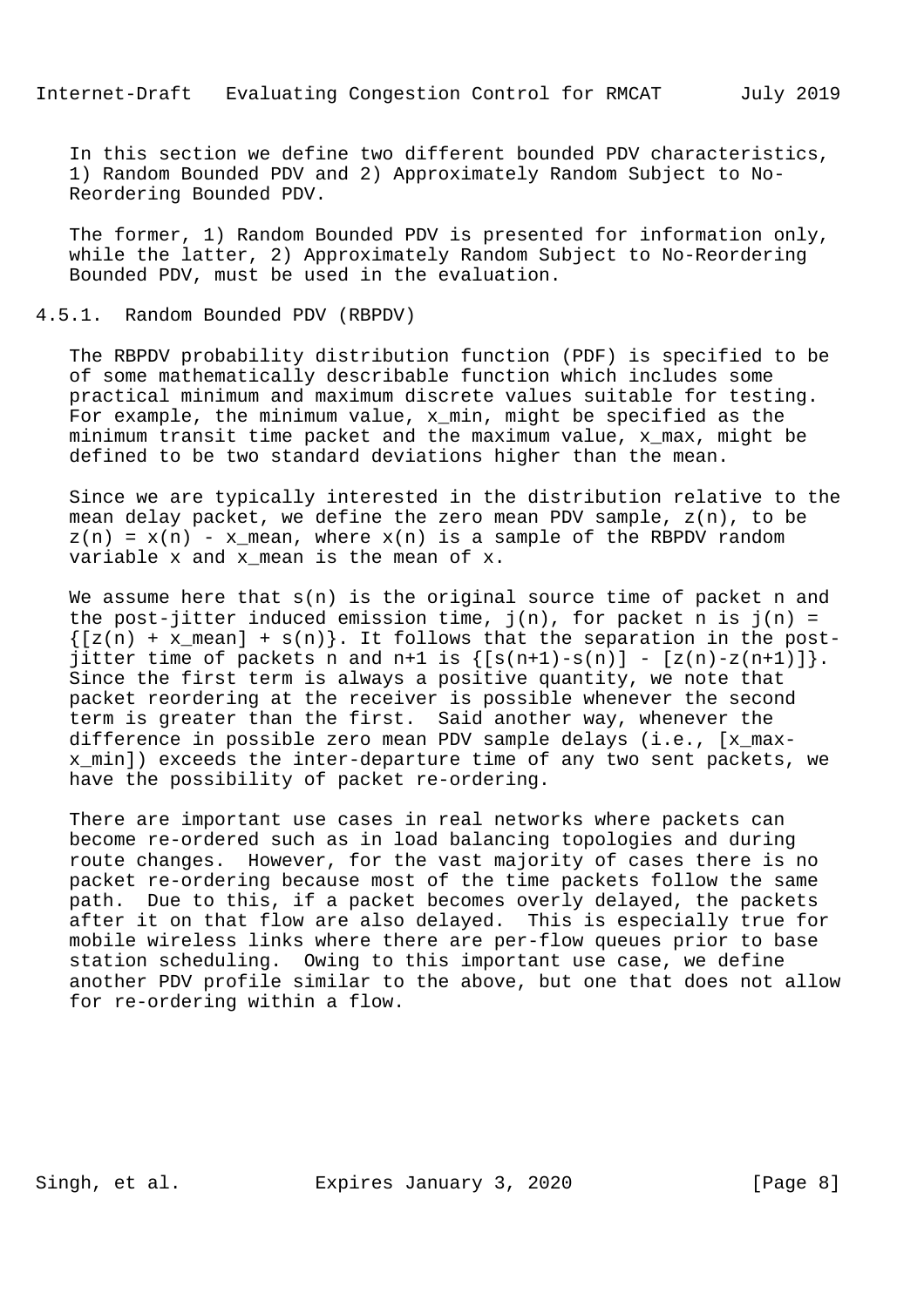In this section we define two different bounded PDV characteristics, 1) Random Bounded PDV and 2) Approximately Random Subject to No-Reordering Bounded PDV.

The former, 1) Random Bounded PDV is presented for information only, while the latter, 2) Approximately Random Subject to No-Reordering Bounded PDV, must be used in the evaluation.

### 4.5.1. Random Bounded PDV (RBPDV)

The RBPDV probability distribution function (PDF) is specified to be of some mathematically describable function which includes some practical minimum and maximum discrete values suitable for testing. For example, the minimum value, $x_{min}$, might be specified as the minimum transit time packet and the maximum value, $x_{max}$, might be defined to be two standard deviations higher than the mean.

Since we are typically interested in the distribution relative to the mean delay packet, we define the zero mean PDV sample, $z(n)$, to be $z(n) = x(n) - x_{mean}$, where $x(n)$ is a sample of the RBPDV random variable $x$ and $x_{mean}$ is the mean of $x$.

We assume here that $s(n)$ is the original source time of packet n and the post-jitter induced emission time, $j(n)$, for packet n is $j(n) = \{[z(n) + x_{mean}] + s(n)\}$. It follows that the separation in the post-jitter time of packets n and n+1 is $\{[s(n+1)-s(n)] - [z(n)-z(n+1)]\}$. Since the first term is always a positive quantity, we note that packet reordering at the receiver is possible whenever the second term is greater than the first. Said another way, whenever the difference in possible zero mean PDV sample delays (i.e., $[x_{max}-x_{min}]$) exceeds the inter-departure time of any two sent packets, we have the possibility of packet re-ordering.

There are important use cases in real networks where packets can become re-ordered such as in load balancing topologies and during route changes. However, for the vast majority of cases there is no packet re-ordering because most of the time packets follow the same path. Due to this, if a packet becomes overly delayed, the packets after it on that flow are also delayed. This is especially true for mobile wireless links where there are per-flow queues prior to base station scheduling. Owing to this important use case, we define another PDV profile similar to the above, but one that does not allow for re-ordering within a flow.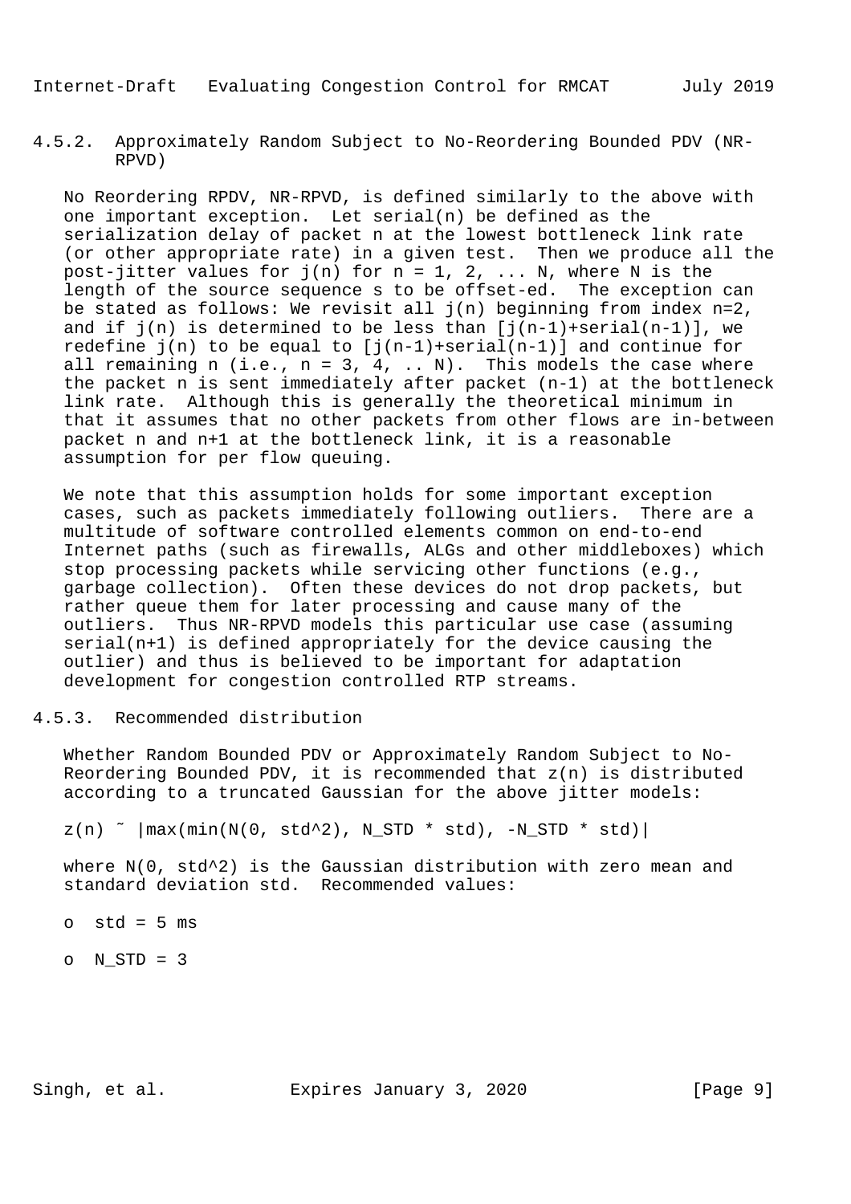### 4.5.2. Approximately Random Subject to No-Reordering Bounded PDV (NR-RPVD)

No Reordering RPDV, NR-RPVD, is defined similarly to the above with one important exception. Let serial(n) be defined as the serialization delay of packet n at the lowest bottleneck link rate (or other appropriate rate) in a given test. Then we produce all the post-jitter values for $j(n)$ for $n = 1, 2, \ldots N$, where N is the length of the source sequence s to be offset-ed. The exception can be stated as follows: We revisit all $j(n)$ beginning from index $n=2$, and if $j(n)$ is determined to be less than $[j(n-1)+serial(n-1)]$, we redefine $j(n)$ to be equal to $[j(n-1)+serial(n-1)]$ and continue for all remaining n (i.e., $n = 3, 4, .. N$). This models the case where the packet n is sent immediately after packet (n-1) at the bottleneck link rate. Although this is generally the theoretical minimum in that it assumes that no other packets from other flows are in-between packet n and n+1 at the bottleneck link, it is a reasonable assumption for per flow queuing.

We note that this assumption holds for some important exception cases, such as packets immediately following outliers. There are a multitude of software controlled elements common on end-to-end Internet paths (such as firewalls, ALGs and other middleboxes) which stop processing packets while servicing other functions (e.g., garbage collection). Often these devices do not drop packets, but rather queue them for later processing and cause many of the outliers. Thus NR-RPVD models this particular use case (assuming serial(n+1) is defined appropriately for the device causing the outlier) and thus is believed to be important for adaptation development for congestion controlled RTP streams.

### 4.5.3. Recommended distribution

Whether Random Bounded PDV or Approximately Random Subject to No-Reordering Bounded PDV, it is recommended that $z(n)$ is distributed according to a truncated Gaussian for the above jitter models:

$$z(n) \sim |\max(\min(N(0, std^2), N\_STD * std), -N\_STD * std)|$$

where $N(0, std^2)$ is the Gaussian distribution with zero mean and standard deviation std. Recommended values:

- std = 5 ms
- N_STD = 3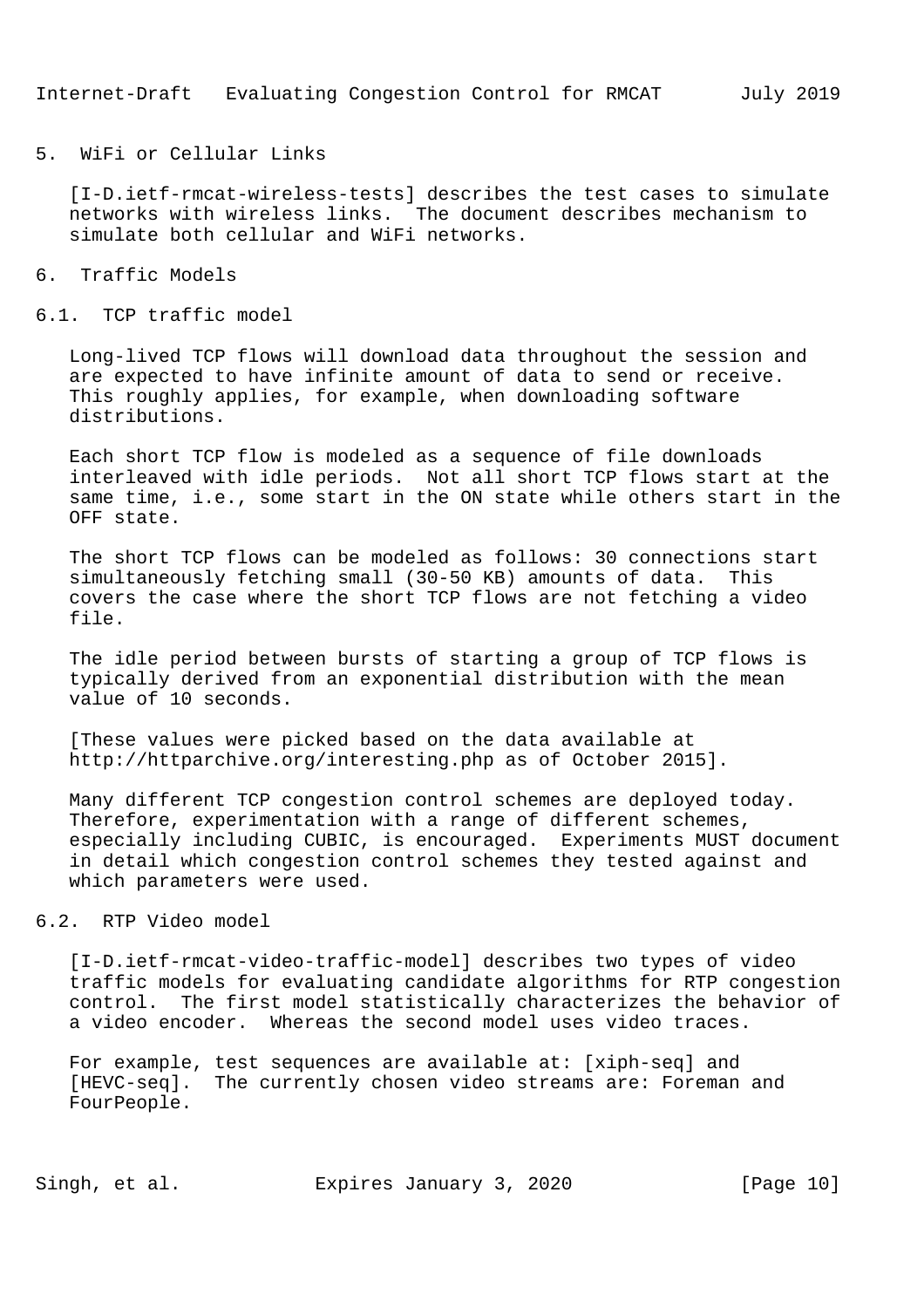## 5. WiFi or Cellular Links

[I-D.ietf-rmcat-wireless-tests] describes the test cases to simulate networks with wireless links. The document describes mechanism to simulate both cellular and WiFi networks.

## 6. Traffic Models

### 6.1. TCP traffic model

Long-lived TCP flows will download data throughout the session and are expected to have infinite amount of data to send or receive. This roughly applies, for example, when downloading software distributions.

Each short TCP flow is modeled as a sequence of file downloads interleaved with idle periods. Not all short TCP flows start at the same time, i.e., some start in the ON state while others start in the OFF state.

The short TCP flows can be modeled as follows: 30 connections start simultaneously fetching small (30-50 KB) amounts of data. This covers the case where the short TCP flows are not fetching a video file.

The idle period between bursts of starting a group of TCP flows is typically derived from an exponential distribution with the mean value of 10 seconds.

[These values were picked based on the data available at http://httparchive.org/interesting.php as of October 2015].

Many different TCP congestion control schemes are deployed today. Therefore, experimentation with a range of different schemes, especially including CUBIC, is encouraged. Experiments MUST document in detail which congestion control schemes they tested against and which parameters were used.

### 6.2. RTP Video model

[I-D.ietf-rmcat-video-traffic-model] describes two types of video traffic models for evaluating candidate algorithms for RTP congestion control. The first model statistically characterizes the behavior of a video encoder. Whereas the second model uses video traces.

For example, test sequences are available at: [xiph-seq] and [HEVC-seq]. The currently chosen video streams are: Foreman and FourPeople.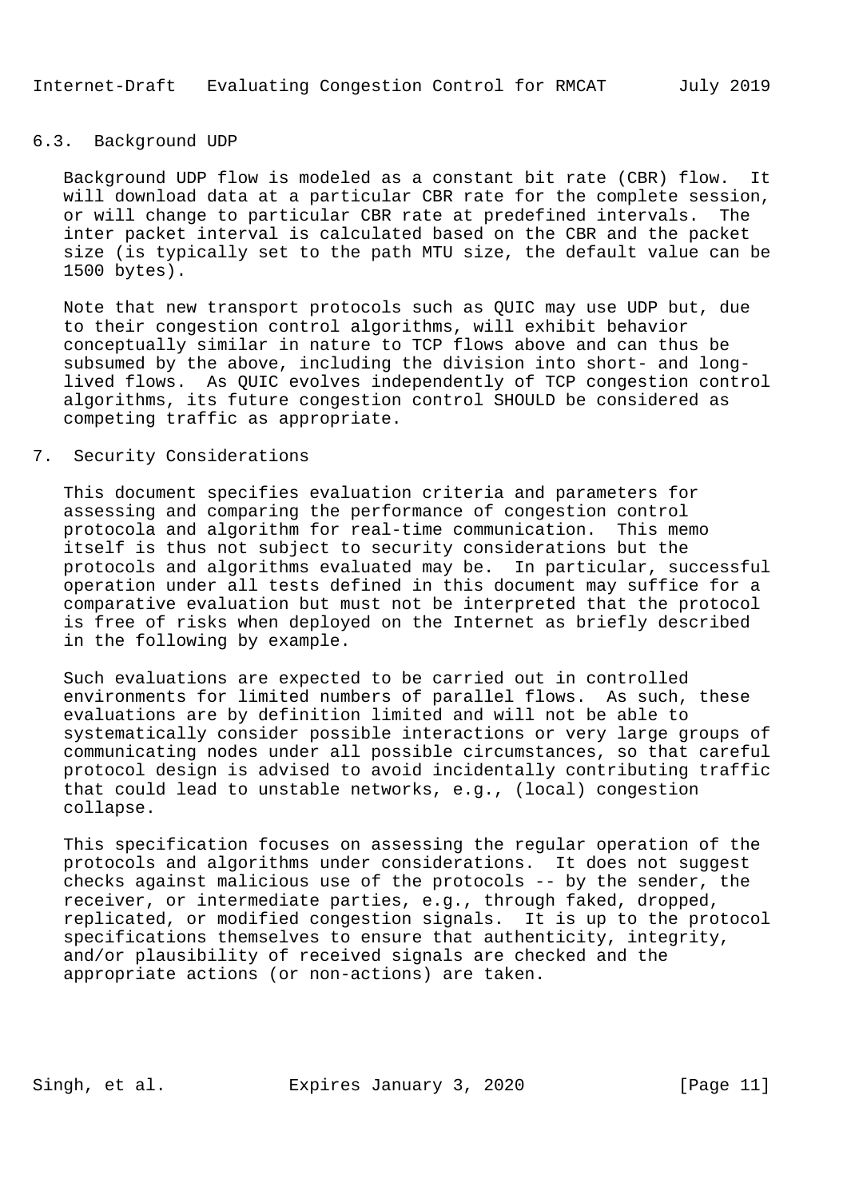## 6.3. Background UDP

Background UDP flow is modeled as a constant bit rate (CBR) flow. It will download data at a particular CBR rate for the complete session, or will change to particular CBR rate at predefined intervals. The inter packet interval is calculated based on the CBR and the packet size (is typically set to the path MTU size, the default value can be 1500 bytes).

Note that new transport protocols such as QUIC may use UDP but, due to their congestion control algorithms, will exhibit behavior conceptually similar in nature to TCP flows above and can thus be subsumed by the above, including the division into short- and long-lived flows. As QUIC evolves independently of TCP congestion control algorithms, its future congestion control SHOULD be considered as competing traffic as appropriate.

# 7. Security Considerations

This document specifies evaluation criteria and parameters for assessing and comparing the performance of congestion control protocola and algorithm for real-time communication. This memo itself is thus not subject to security considerations but the protocols and algorithms evaluated may be. In particular, successful operation under all tests defined in this document may suffice for a comparative evaluation but must not be interpreted that the protocol is free of risks when deployed on the Internet as briefly described in the following by example.

Such evaluations are expected to be carried out in controlled environments for limited numbers of parallel flows. As such, these evaluations are by definition limited and will not be able to systematically consider possible interactions or very large groups of communicating nodes under all possible circumstances, so that careful protocol design is advised to avoid incidentally contributing traffic that could lead to unstable networks, e.g., (local) congestion collapse.

This specification focuses on assessing the regular operation of the protocols and algorithms under considerations. It does not suggest checks against malicious use of the protocols -- by the sender, the receiver, or intermediate parties, e.g., through faked, dropped, replicated, or modified congestion signals. It is up to the protocol specifications themselves to ensure that authenticity, integrity, and/or plausibility of received signals are checked and the appropriate actions (or non-actions) are taken.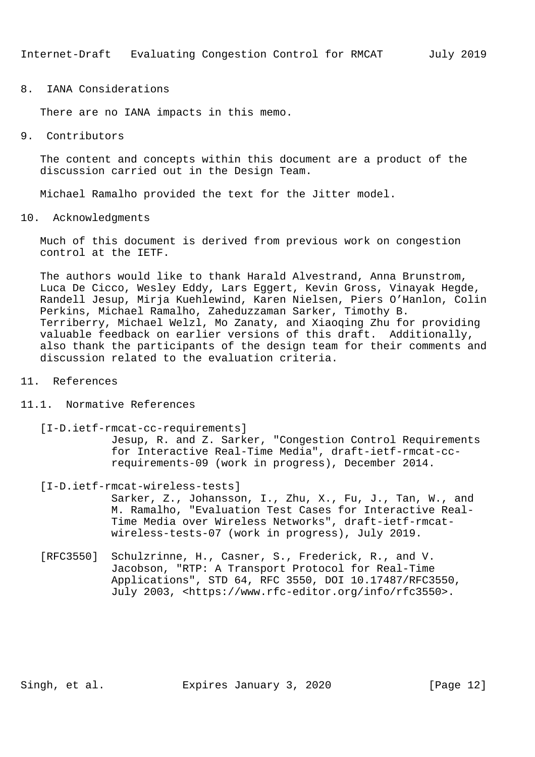## 8. IANA Considerations

There are no IANA impacts in this memo.

## 9. Contributors

The content and concepts within this document are a product of the discussion carried out in the Design Team.

Michael Ramalho provided the text for the Jitter model.

## 10. Acknowledgments

Much of this document is derived from previous work on congestion control at the IETF.

The authors would like to thank Harald Alvestrand, Anna Brunstrom, Luca De Cicco, Wesley Eddy, Lars Eggert, Kevin Gross, Vinayak Hegde, Randell Jesup, Mirja Kuehlewind, Karen Nielsen, Piers O'Hanlon, Colin Perkins, Michael Ramalho, Zaheduzzaman Sarker, Timothy B. Terriberry, Michael Welzl, Mo Zanaty, and Xiaoqing Zhu for providing valuable feedback on earlier versions of this draft. Additionally, also thank the participants of the design team for their comments and discussion related to the evaluation criteria.

## 11. References

### 11.1. Normative References

[I-D.ietf-rmcat-cc-requirements]
Jesup, R. and Z. Sarker, "Congestion Control Requirements for Interactive Real-Time Media", draft-ietf-rmcat-cc-requirements-09 (work in progress), December 2014.

[I-D.ietf-rmcat-wireless-tests]
Sarker, Z., Johansson, I., Zhu, X., Fu, J., Tan, W., and M. Ramalho, "Evaluation Test Cases for Interactive Real-Time Media over Wireless Networks", draft-ietf-rmcat-wireless-tests-07 (work in progress), July 2019.

[RFC3550] Schulzrinne, H., Casner, S., Frederick, R., and V. Jacobson, "RTP: A Transport Protocol for Real-Time Applications", STD 64, RFC 3550, DOI 10.17487/RFC3550, July 2003, <https://www.rfc-editor.org/info/rfc3550>.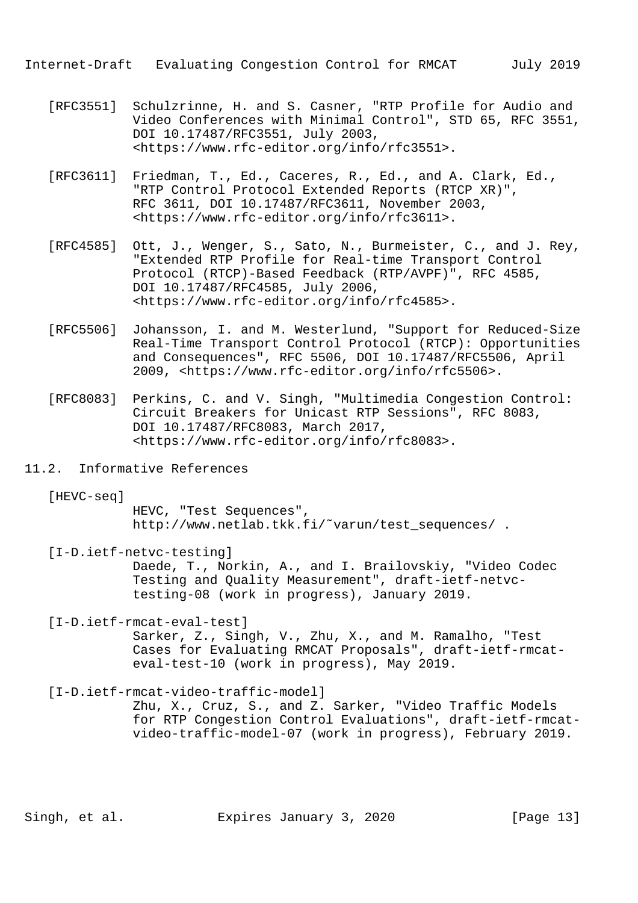[RFC3551] Schulzrinne, H. and S. Casner, "RTP Profile for Audio and Video Conferences with Minimal Control", STD 65, RFC 3551, DOI 10.17487/RFC3551, July 2003, <https://www.rfc-editor.org/info/rfc3551>.

[RFC3611] Friedman, T., Ed., Caceres, R., Ed., and A. Clark, Ed., "RTP Control Protocol Extended Reports (RTCP XR)", RFC 3611, DOI 10.17487/RFC3611, November 2003, <https://www.rfc-editor.org/info/rfc3611>.

[RFC4585] Ott, J., Wenger, S., Sato, N., Burmeister, C., and J. Rey, "Extended RTP Profile for Real-time Transport Control Protocol (RTCP)-Based Feedback (RTP/AVPF)", RFC 4585, DOI 10.17487/RFC4585, July 2006, <https://www.rfc-editor.org/info/rfc4585>.

[RFC5506] Johansson, I. and M. Westerlund, "Support for Reduced-Size Real-Time Transport Control Protocol (RTCP): Opportunities and Consequences", RFC 5506, DOI 10.17487/RFC5506, April 2009, <https://www.rfc-editor.org/info/rfc5506>.

[RFC8083] Perkins, C. and V. Singh, "Multimedia Congestion Control: Circuit Breakers for Unicast RTP Sessions", RFC 8083, DOI 10.17487/RFC8083, March 2017, <https://www.rfc-editor.org/info/rfc8083>.

## 11.2. Informative References

[HEVC-seq] HEVC, "Test Sequences", http://www.netlab.tkk.fi/~varun/test_sequences/ .

[I-D.ietf-netvc-testing] Daede, T., Norkin, A., and I. Brailovskiy, "Video Codec Testing and Quality Measurement", draft-ietf-netvc-testing-08 (work in progress), January 2019.

[I-D.ietf-rmcat-eval-test] Sarker, Z., Singh, V., Zhu, X., and M. Ramalho, "Test Cases for Evaluating RMCAT Proposals", draft-ietf-rmcat-eval-test-10 (work in progress), May 2019.

[I-D.ietf-rmcat-video-traffic-model] Zhu, X., Cruz, S., and Z. Sarker, "Video Traffic Models for RTP Congestion Control Evaluations", draft-ietf-rmcat-video-traffic-model-07 (work in progress), February 2019.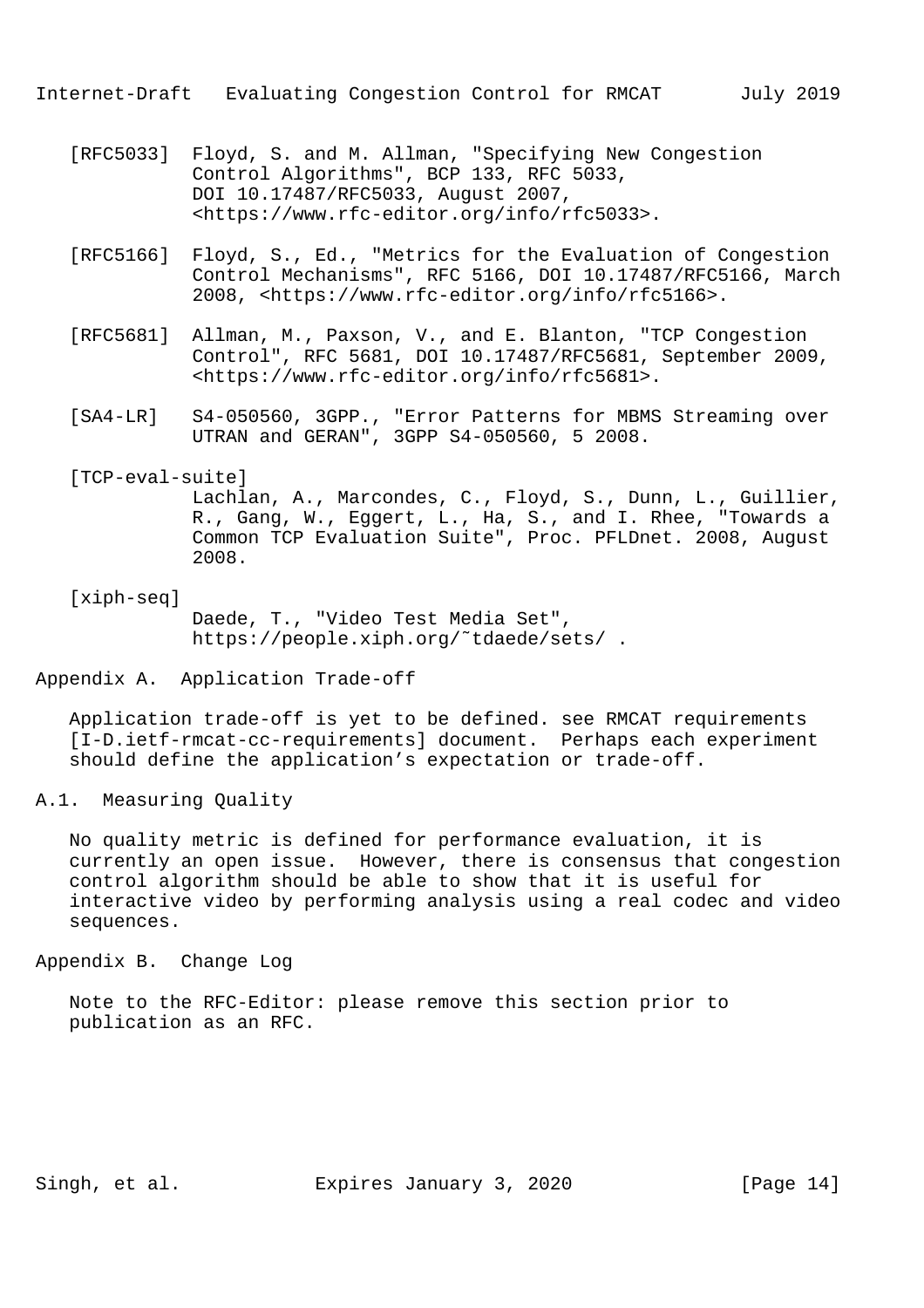[RFC5033] Floyd, S. and M. Allman, "Specifying New Congestion Control Algorithms", BCP 133, RFC 5033, DOI 10.17487/RFC5033, August 2007, <https://www.rfc-editor.org/info/rfc5033>.

[RFC5166] Floyd, S., Ed., "Metrics for the Evaluation of Congestion Control Mechanisms", RFC 5166, DOI 10.17487/RFC5166, March 2008, <https://www.rfc-editor.org/info/rfc5166>.

[RFC5681] Allman, M., Paxson, V., and E. Blanton, "TCP Congestion Control", RFC 5681, DOI 10.17487/RFC5681, September 2009, <https://www.rfc-editor.org/info/rfc5681>.

[SA4-LR] S4-050560, 3GPP., "Error Patterns for MBMS Streaming over UTRAN and GERAN", 3GPP S4-050560, 5 2008.

[TCP-eval-suite] Lachlan, A., Marcondes, C., Floyd, S., Dunn, L., Guillier, R., Gang, W., Eggert, L., Ha, S., and I. Rhee, "Towards a Common TCP Evaluation Suite", Proc. PFLDnet. 2008, August 2008.

[xiph-seq] Daede, T., "Video Test Media Set", https://people.xiph.org/~tdaede/sets/ .

# Appendix A. Application Trade-off

Application trade-off is yet to be defined. see RMCAT requirements [I-D.ietf-rmcat-cc-requirements] document. Perhaps each experiment should define the application's expectation or trade-off.

## A.1. Measuring Quality

No quality metric is defined for performance evaluation, it is currently an open issue. However, there is consensus that congestion control algorithm should be able to show that it is useful for interactive video by performing analysis using a real codec and video sequences.

# Appendix B. Change Log

Note to the RFC-Editor: please remove this section prior to publication as an RFC.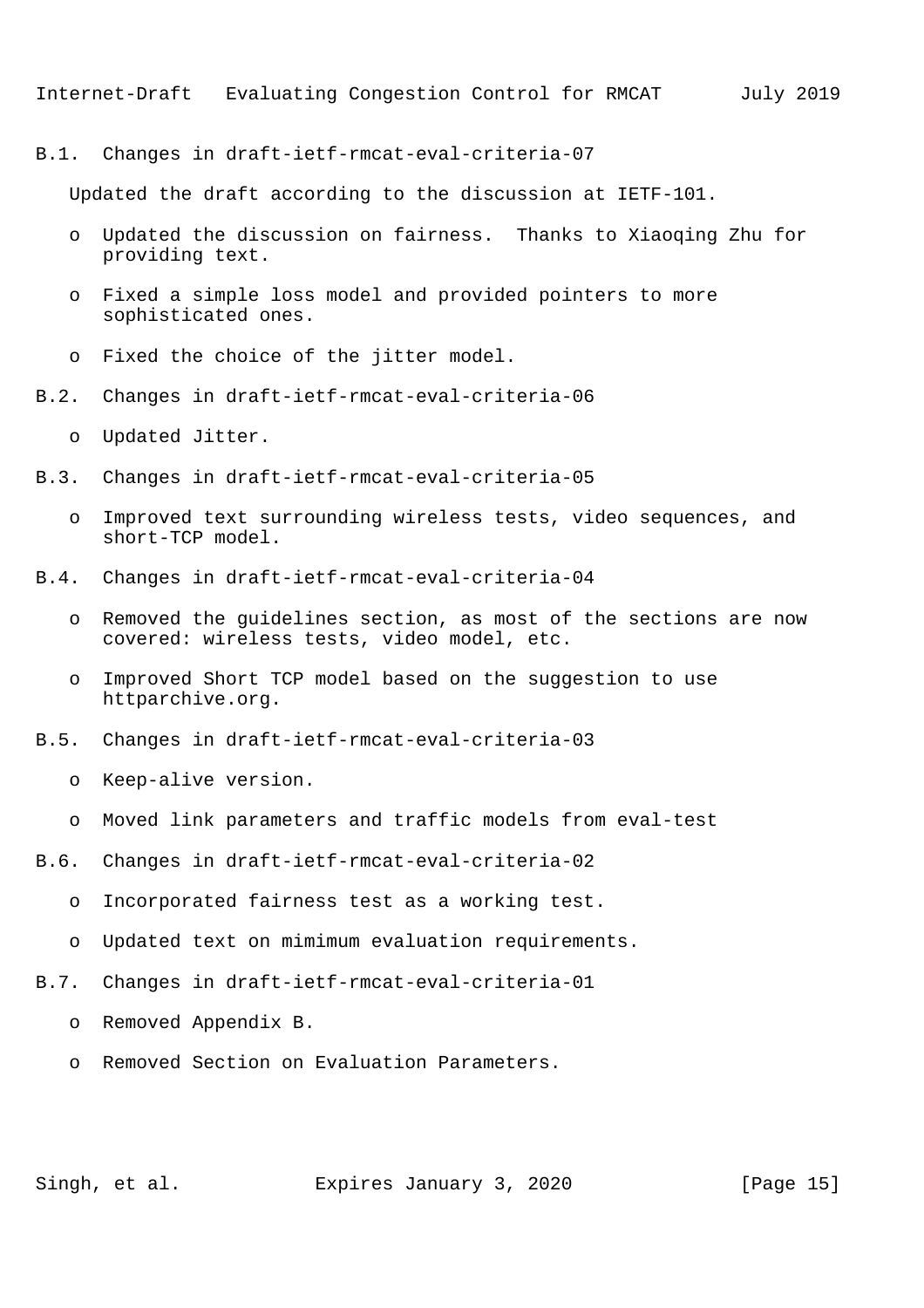### B.1. Changes in draft-ietf-rmcat-eval-criteria-07

Updated the draft according to the discussion at IETF-101.

- Updated the discussion on fairness. Thanks to Xiaoqing Zhu for providing text.
- Fixed a simple loss model and provided pointers to more sophisticated ones.
- Fixed the choice of the jitter model.

### B.2. Changes in draft-ietf-rmcat-eval-criteria-06

- Updated Jitter.

### B.3. Changes in draft-ietf-rmcat-eval-criteria-05

- Improved text surrounding wireless tests, video sequences, and short-TCP model.

### B.4. Changes in draft-ietf-rmcat-eval-criteria-04

- Removed the guidelines section, as most of the sections are now covered: wireless tests, video model, etc.
- Improved Short TCP model based on the suggestion to use httparchive.org.

### B.5. Changes in draft-ietf-rmcat-eval-criteria-03

- Keep-alive version.
- Moved link parameters and traffic models from eval-test

### B.6. Changes in draft-ietf-rmcat-eval-criteria-02

- Incorporated fairness test as a working test.
- Updated text on mimimum evaluation requirements.

### B.7. Changes in draft-ietf-rmcat-eval-criteria-01

- Removed Appendix B.
- Removed Section on Evaluation Parameters.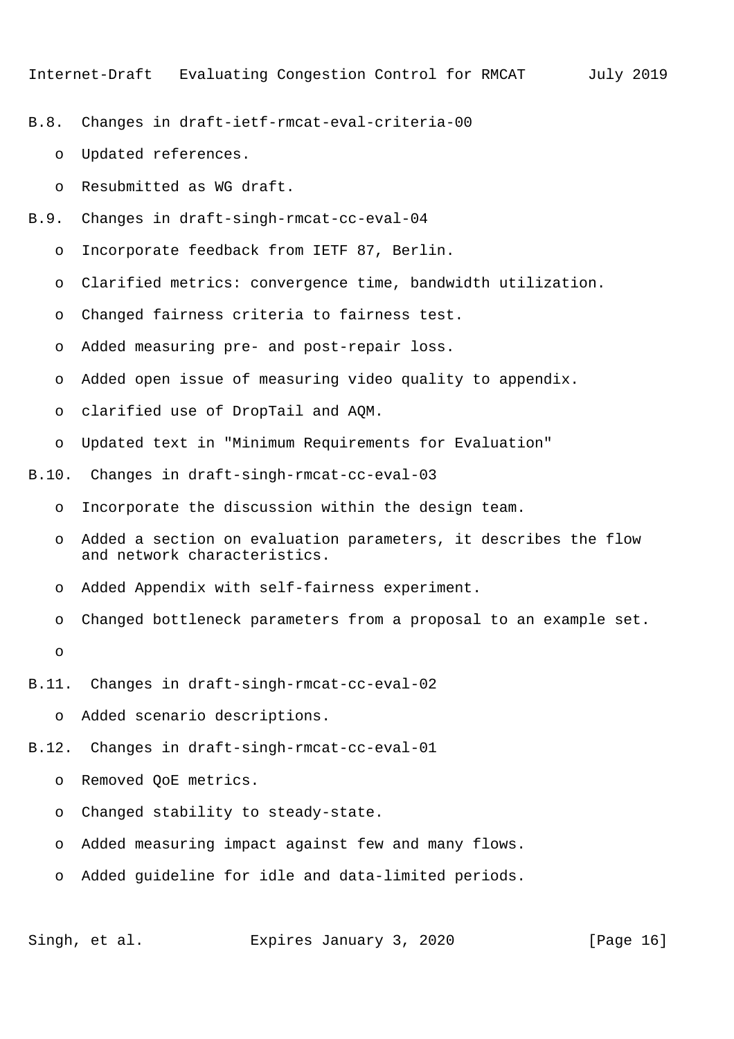### B.8. Changes in draft-ietf-rmcat-eval-criteria-00

- Updated references.
- Resubmitted as WG draft.

### B.9. Changes in draft-singh-rmcat-cc-eval-04

- Incorporate feedback from IETF 87, Berlin.
- Clarified metrics: convergence time, bandwidth utilization.
- Changed fairness criteria to fairness test.
- Added measuring pre- and post-repair loss.
- Added open issue of measuring video quality to appendix.
- clarified use of DropTail and AQM.
- Updated text in "Minimum Requirements for Evaluation"

### B.10. Changes in draft-singh-rmcat-cc-eval-03

- Incorporate the discussion within the design team.
- Added a section on evaluation parameters, it describes the flow and network characteristics.
- Added Appendix with self-fairness experiment.
- Changed bottleneck parameters from a proposal to an example set.
- 

### B.11. Changes in draft-singh-rmcat-cc-eval-02

- Added scenario descriptions.

### B.12. Changes in draft-singh-rmcat-cc-eval-01

- Removed QoE metrics.
- Changed stability to steady-state.
- Added measuring impact against few and many flows.
- Added guideline for idle and data-limited periods.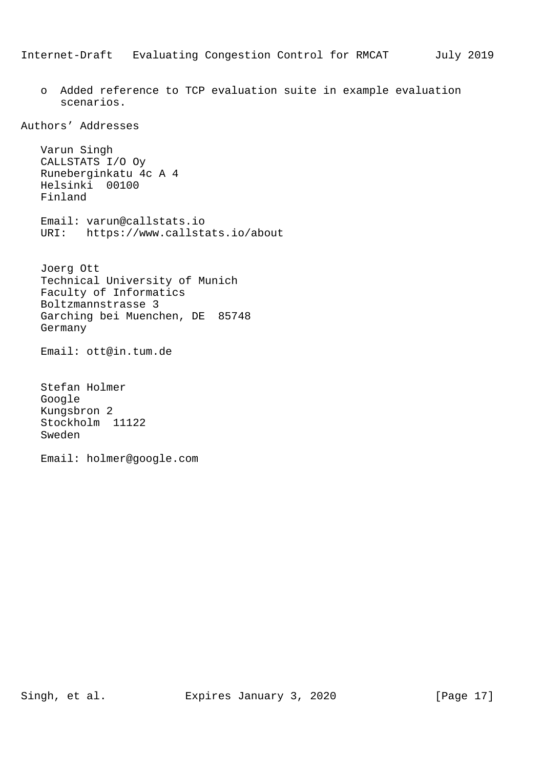- Added reference to TCP evaluation suite in example evaluation scenarios.

## Authors' Addresses

Varun Singh
CALLSTATS I/O Oy
Runeberginkatu 4c A 4
Helsinki 00100
Finland

Email: varun@callstats.io
URI: https://www.callstats.io/about

Joerg Ott
Technical University of Munich
Faculty of Informatics
Boltzmannstrasse 3
Garching bei Muenchen, DE 85748
Germany

Email: ott@in.tum.de

Stefan Holmer
Google
Kungsbron 2
Stockholm 11122
Sweden

Email: holmer@google.com